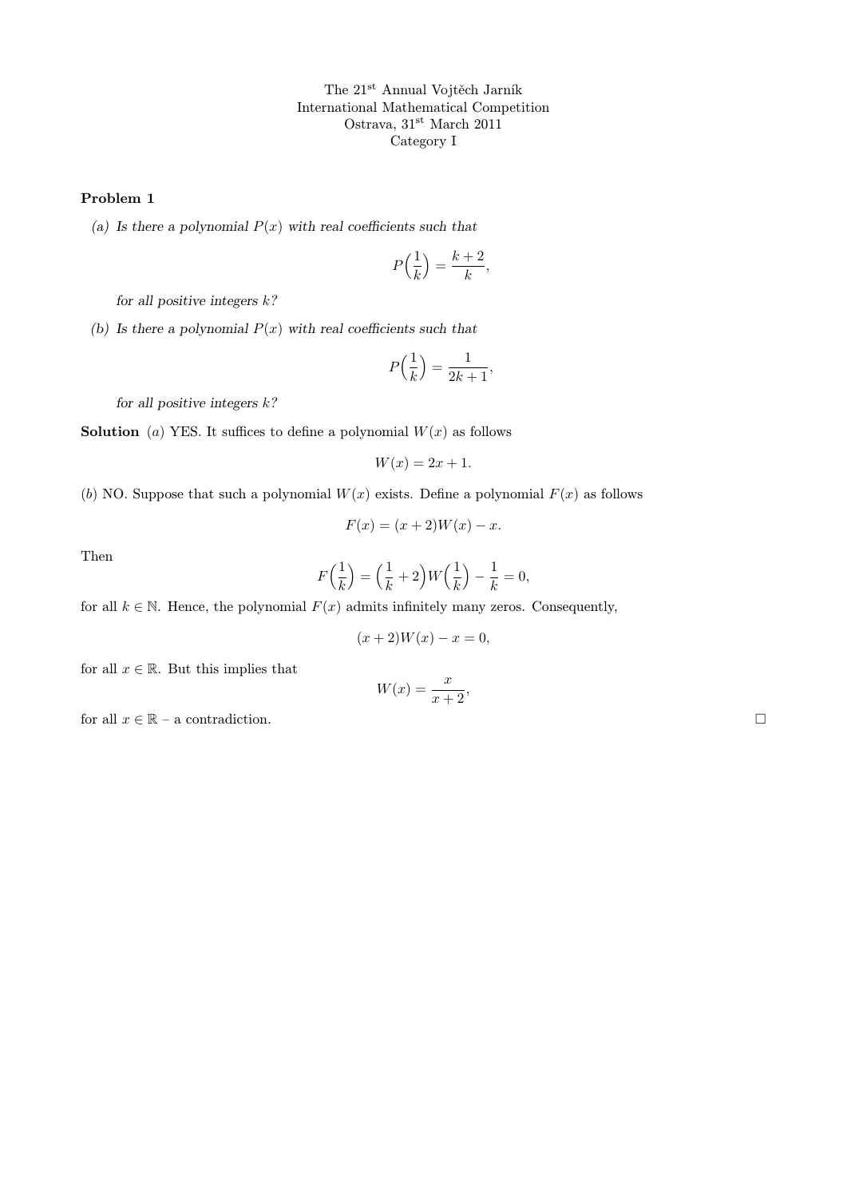The 21[st] Annual Vojtěch Jarník
International Mathematical Competition
Ostrava, 31[st] March 2011
Category I

**Problem 1**

*(a) Is there a polynomial $P(x)$ with real coefficients such that*

$$P\Big(\frac{1}{k}\Big) = \frac{k+2}{k},$$

*for all positive integers $k$?*

*(b) Is there a polynomial $P(x)$ with real coefficients such that*

$$P\Big(\frac{1}{k}\Big) = \frac{1}{2k+1},$$

*for all positive integers $k$?*

**Solution** $(a)$ YES. It suffices to define a polynomial $W(x)$ as follows

$$W(x) = 2x + 1.$$

$(b)$ NO. Suppose that such a polynomial $W(x)$ exists. Define a polynomial $F(x)$ as follows

$$F(x) = (x+2)W(x) - x.$$

Then

$$F\Big(\frac{1}{k}\Big) = \Big(\frac{1}{k} + 2\Big)W\Big(\frac{1}{k}\Big) - \frac{1}{k} = 0,$$

for all $k \in \mathbb{N}$. Hence, the polynomial $F(x)$ admits infinitely many zeros. Consequently,

$$(x+2)W(x) - x = 0,$$

for all $x \in \mathbb{R}$. But this implies that

$$W(x) = \frac{x}{x+2},$$

for all $x \in \mathbb{R}$ – a contradiction. □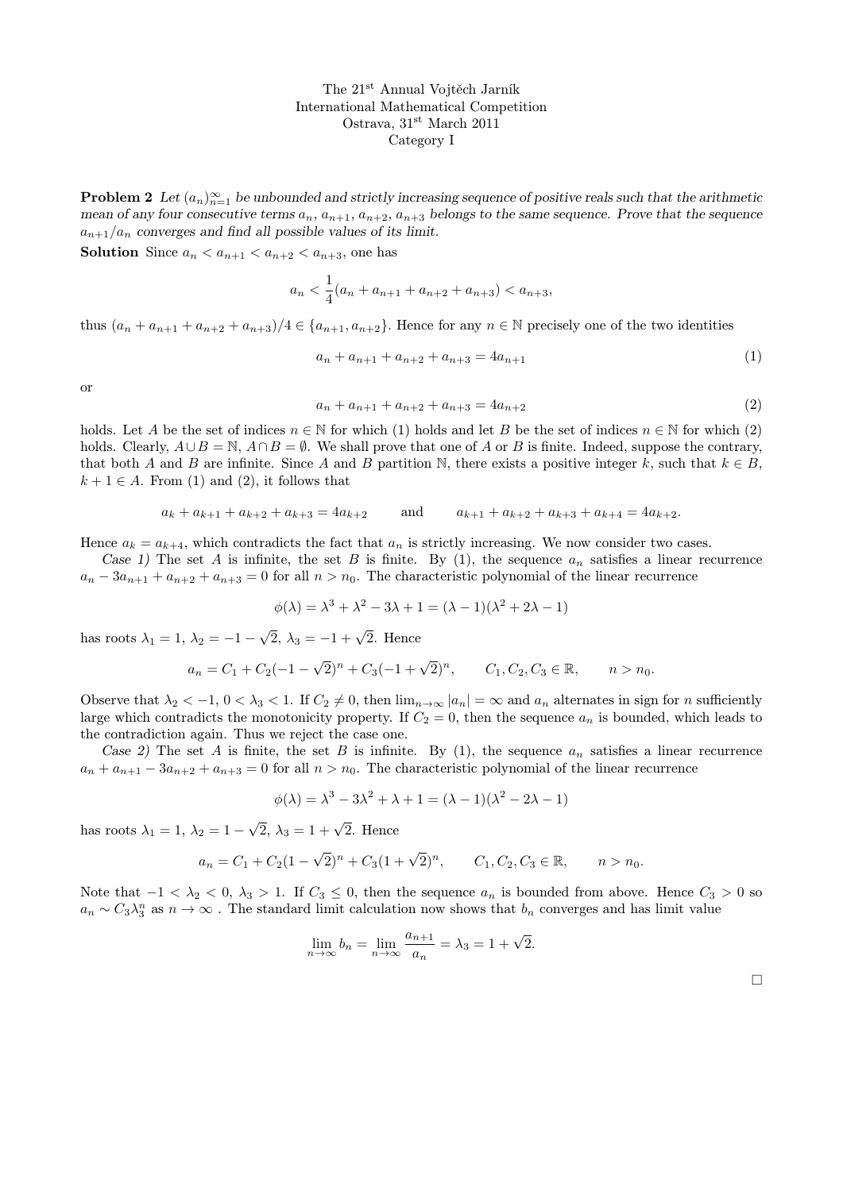The 21[st] Annual Vojtěch Jarník International Mathematical Competition
Ostrava, 31[st] March 2011
Category I

**Problem 2** *Let $(a_n)_{n=1}^{\infty}$ be unbounded and strictly increasing sequence of positive reals such that the arithmetic mean of any four consecutive terms $a_n$, $a_{n+1}$, $a_{n+2}$, $a_{n+3}$ belongs to the same sequence. Prove that the sequence $a_{n+1}/a_n$ converges and find all possible values of its limit.*

**Solution** Since $a_n < a_{n+1} < a_{n+2} < a_{n+3}$, one has

$$a_n < \frac{1}{4}(a_n + a_{n+1} + a_{n+2} + a_{n+3}) < a_{n+3},$$

thus $(a_n + a_{n+1} + a_{n+2} + a_{n+3})/4 \in \{a_{n+1}, a_{n+2}\}$. Hence for any $n \in \mathbb{N}$ precisely one of the two identities

$$a_n + a_{n+1} + a_{n+2} + a_{n+3} = 4a_{n+1} \tag{1}$$

or

$$a_n + a_{n+1} + a_{n+2} + a_{n+3} = 4a_{n+2} \tag{2}$$

holds. Let $A$ be the set of indices $n \in \mathbb{N}$ for which (1) holds and let $B$ be the set of indices $n \in \mathbb{N}$ for which (2) holds. Clearly, $A \cup B = \mathbb{N}$, $A \cap B = \emptyset$. We shall prove that one of $A$ or $B$ is finite. Indeed, suppose the contrary, that both $A$ and $B$ are infinite. Since $A$ and $B$ partition $\mathbb{N}$, there exists a positive integer $k$, such that $k \in B$, $k+1 \in A$. From (1) and (2), it follows that

$$a_k + a_{k+1} + a_{k+2} + a_{k+3} = 4a_{k+2} \qquad \text{and} \qquad a_{k+1} + a_{k+2} + a_{k+3} + a_{k+4} = 4a_{k+2}.$$

Hence $a_k = a_{k+4}$, which contradicts the fact that $a_n$ is strictly increasing. We now consider two cases.

*Case 1)* The set $A$ is infinite, the set $B$ is finite. By (1), the sequence $a_n$ satisfies a linear recurrence $a_n - 3a_{n+1} + a_{n+2} + a_{n+3} = 0$ for all $n > n_0$. The characteristic polynomial of the linear recurrence

$$\phi(\lambda) = \lambda^3 + \lambda^2 - 3\lambda + 1 = (\lambda - 1)(\lambda^2 + 2\lambda - 1)$$

has roots $\lambda_1 = 1$, $\lambda_2 = -1 - \sqrt{2}$, $\lambda_3 = -1 + \sqrt{2}$. Hence

$$a_n = C_1 + C_2(-1 - \sqrt{2})^n + C_3(-1 + \sqrt{2})^n, \qquad C_1, C_2, C_3 \in \mathbb{R}, \qquad n > n_0.$$

Observe that $\lambda_2 < -1$, $0 < \lambda_3 < 1$. If $C_2 \neq 0$, then $\lim_{n\to\infty} |a_n| = \infty$ and $a_n$ alternates in sign for $n$ sufficiently large which contradicts the monotonicity property. If $C_2 = 0$, then the sequence $a_n$ is bounded, which leads to the contradiction again. Thus we reject the case one.

*Case 2)* The set $A$ is finite, the set $B$ is infinite. By (1), the sequence $a_n$ satisfies a linear recurrence $a_n + a_{n+1} - 3a_{n+2} + a_{n+3} = 0$ for all $n > n_0$. The characteristic polynomial of the linear recurrence

$$\phi(\lambda) = \lambda^3 - 3\lambda^2 + \lambda + 1 = (\lambda - 1)(\lambda^2 - 2\lambda - 1)$$

has roots $\lambda_1 = 1$, $\lambda_2 = 1 - \sqrt{2}$, $\lambda_3 = 1 + \sqrt{2}$. Hence

$$a_n = C_1 + C_2(1 - \sqrt{2})^n + C_3(1 + \sqrt{2})^n, \qquad C_1, C_2, C_3 \in \mathbb{R}, \qquad n > n_0.$$

Note that $-1 < \lambda_2 < 0$, $\lambda_3 > 1$. If $C_3 \leq 0$, then the sequence $a_n$ is bounded from above. Hence $C_3 > 0$ so $a_n \sim C_3\lambda_3^n$ as $n \to \infty$ . The standard limit calculation now shows that $b_n$ converges and has limit value

$$\lim_{n\to\infty} b_n = \lim_{n\to\infty} \frac{a_{n+1}}{a_n} = \lambda_3 = 1 + \sqrt{2}.$$

□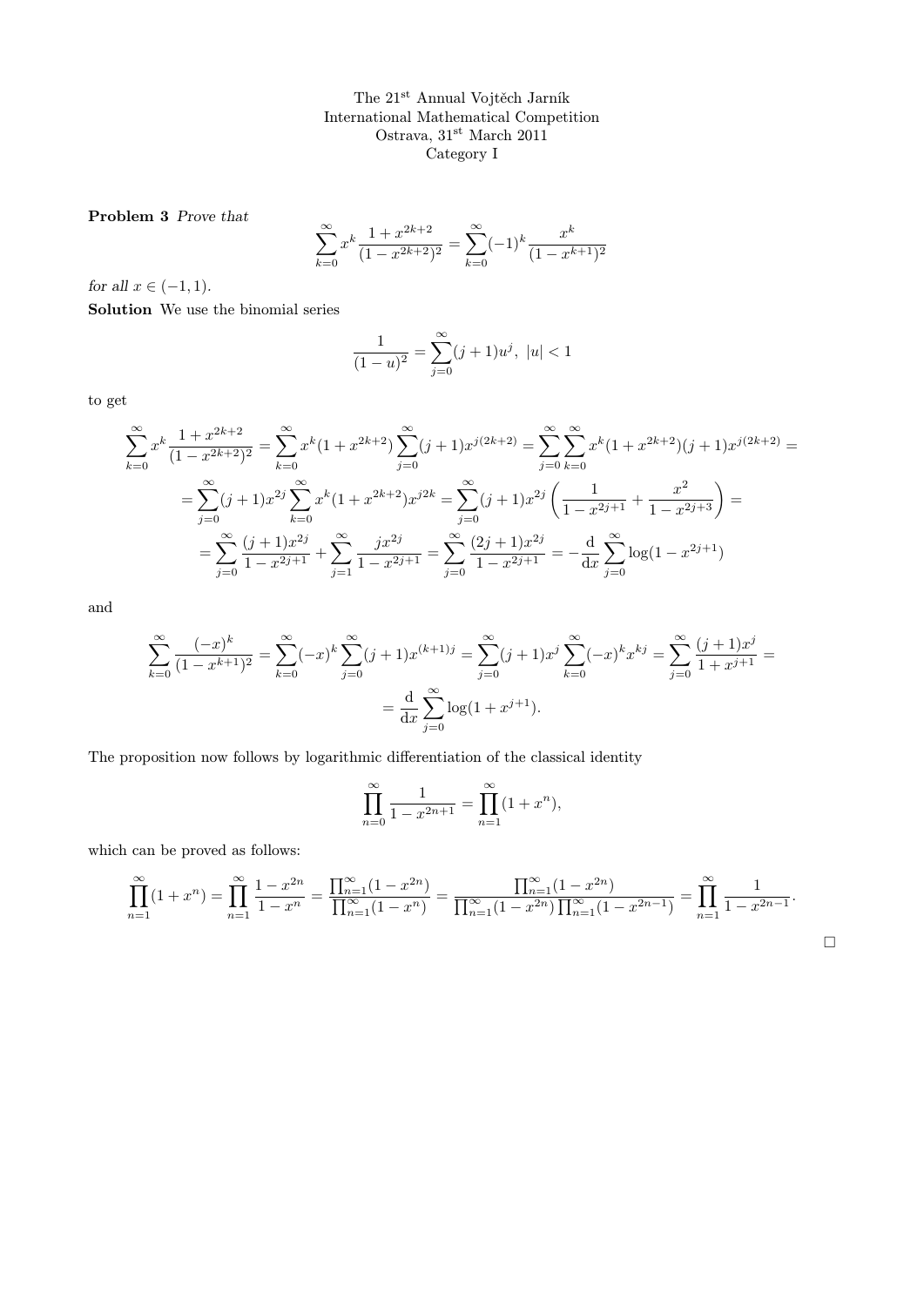The 21[st] Annual Vojtěch Jarník
International Mathematical Competition
Ostrava, 31[st] March 2011
Category I

**Problem 3** *Prove that*

$$\sum_{k=0}^{\infty} x^k \frac{1+x^{2k+2}}{(1-x^{2k+2})^2} = \sum_{k=0}^{\infty} (-1)^k \frac{x^k}{(1-x^{k+1})^2}$$

*for all* $x \in (-1,1)$.

**Solution** We use the binomial series

$$\frac{1}{(1-u)^2} = \sum_{j=0}^{\infty} (j+1)u^j, \ |u| < 1$$

to get

$$\sum_{k=0}^{\infty} x^k \frac{1+x^{2k+2}}{(1-x^{2k+2})^2} = \sum_{k=0}^{\infty} x^k (1+x^{2k+2}) \sum_{j=0}^{\infty} (j+1) x^{j(2k+2)} = \sum_{j=0}^{\infty} \sum_{k=0}^{\infty} x^k (1+x^{2k+2})(j+1)x^{j(2k+2)} =$$

$$= \sum_{j=0}^{\infty} (j+1)x^{2j} \sum_{k=0}^{\infty} x^k (1+x^{2k+2}) x^{j2k} = \sum_{j=0}^{\infty} (j+1)x^{2j} \left( \frac{1}{1-x^{2j+1}} + \frac{x^2}{1-x^{2j+3}} \right) =$$

$$= \sum_{j=0}^{\infty} \frac{(j+1)x^{2j}}{1-x^{2j+1}} + \sum_{j=1}^{\infty} \frac{jx^{2j}}{1-x^{2j+1}} = \sum_{j=0}^{\infty} \frac{(2j+1)x^{2j}}{1-x^{2j+1}} = -\frac{\mathrm{d}}{\mathrm{d}x} \sum_{j=0}^{\infty} \log(1-x^{2j+1})$$

and

$$\sum_{k=0}^{\infty} \frac{(-x)^k}{(1-x^{k+1})^2} = \sum_{k=0}^{\infty} (-x)^k \sum_{j=0}^{\infty} (j+1)x^{(k+1)j} = \sum_{j=0}^{\infty} (j+1)x^j \sum_{k=0}^{\infty} (-x)^k x^{kj} = \sum_{j=0}^{\infty} \frac{(j+1)x^j}{1+x^{j+1}} =$$

$$= \frac{\mathrm{d}}{\mathrm{d}x} \sum_{j=0}^{\infty} \log(1+x^{j+1}).$$

The proposition now follows by logarithmic differentiation of the classical identity

$$\prod_{n=0}^{\infty} \frac{1}{1-x^{2n+1}} = \prod_{n=1}^{\infty} (1+x^n),$$

which can be proved as follows:

$$\prod_{n=1}^{\infty} (1+x^n) = \prod_{n=1}^{\infty} \frac{1-x^{2n}}{1-x^n} = \frac{\prod_{n=1}^{\infty}(1-x^{2n})}{\prod_{n=1}^{\infty}(1-x^n)} = \frac{\prod_{n=1}^{\infty}(1-x^{2n})}{\prod_{n=1}^{\infty}(1-x^{2n}) \prod_{n=1}^{\infty}(1-x^{2n-1})} = \prod_{n=1}^{\infty} \frac{1}{1-x^{2n-1}}.$$

□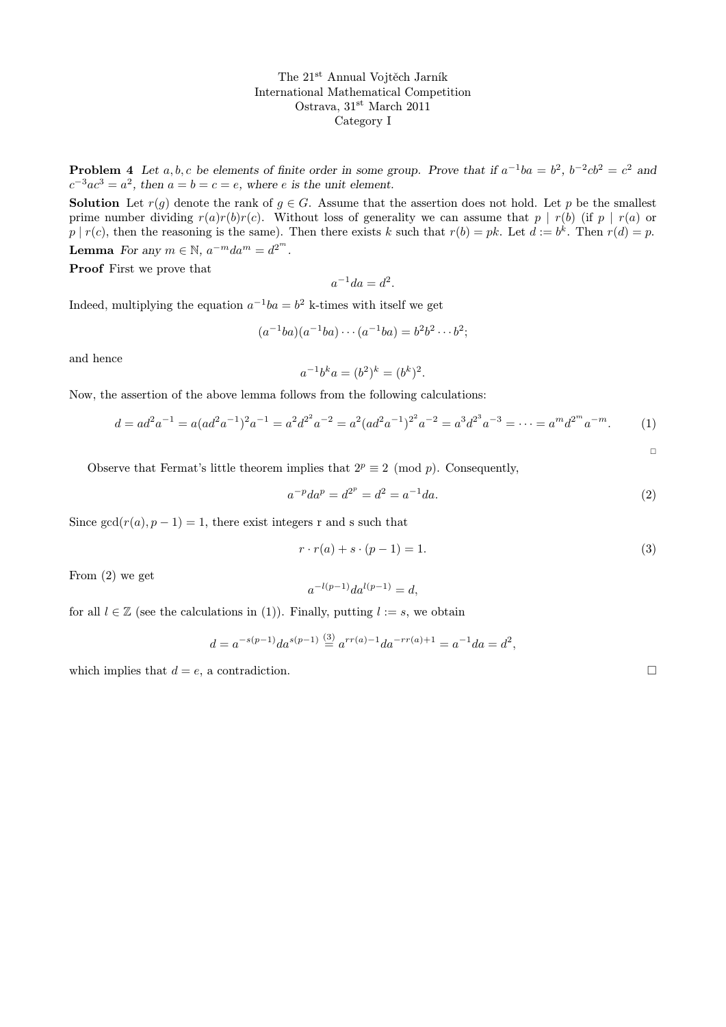The 21[st] Annual Vojtěch Jarník
International Mathematical Competition
Ostrava, 31[st] March 2011
Category I

**Problem 4** *Let $a, b, c$ be elements of finite order in some group. Prove that if $a^{-1}ba = b^2$, $b^{-2}cb^2 = c^2$ and $c^{-3}ac^3 = a^2$, then $a = b = c = e$, where $e$ is the unit element.*

**Solution** Let $r(g)$ denote the rank of $g \in G$. Assume that the assertion does not hold. Let $p$ be the smallest prime number dividing $r(a)r(b)r(c)$. Without loss of generality we can assume that $p \mid r(b)$ (if $p \mid r(a)$ or $p \mid r(c)$, then the reasoning is the same). Then there exists $k$ such that $r(b) = pk$. Let $d := b^k$. Then $r(d) = p$.

**Lemma** *For any $m \in \mathbb{N}$, $a^{-m}da^m = d^{2^m}$.*

**Proof** First we prove that

$$a^{-1}da = d^2.$$

Indeed, multiplying the equation $a^{-1}ba = b^2$ k-times with itself we get

$$(a^{-1}ba)(a^{-1}ba)\cdots(a^{-1}ba) = b^2b^2\cdots b^2;$$

and hence

$$a^{-1}b^ka = (b^2)^k = (b^k)^2.$$

Now, the assertion of the above lemma follows from the following calculations:

$$d = ad^2a^{-1} = a(ad^2a^{-1})^2a^{-1} = a^2d^{2^2}a^{-2} = a^2(ad^2a^{-1})^{2^2}a^{-2} = a^3d^{2^3}a^{-3} = \cdots = a^md^{2^m}a^{-m}. \tag{1}$$

$\square$

Observe that Fermat's little theorem implies that $2^p \equiv 2 \pmod p$. Consequently,

$$a^{-p}da^p = d^{2^p} = d^2 = a^{-1}da. \tag{2}$$

Since $\gcd(r(a), p-1) = 1$, there exist integers r and s such that

$$r \cdot r(a) + s \cdot (p-1) = 1. \tag{3}$$

From (2) we get

$$a^{-l(p-1)}da^{l(p-1)} = d,$$

for all $l \in \mathbb{Z}$ (see the calculations in (1)). Finally, putting $l := s$, we obtain

$$d = a^{-s(p-1)}da^{s(p-1)} \overset{(3)}{=} a^{rr(a)-1}da^{-rr(a)+1} = a^{-1}da = d^2,$$

which implies that $d = e$, a contradiction. $\square$